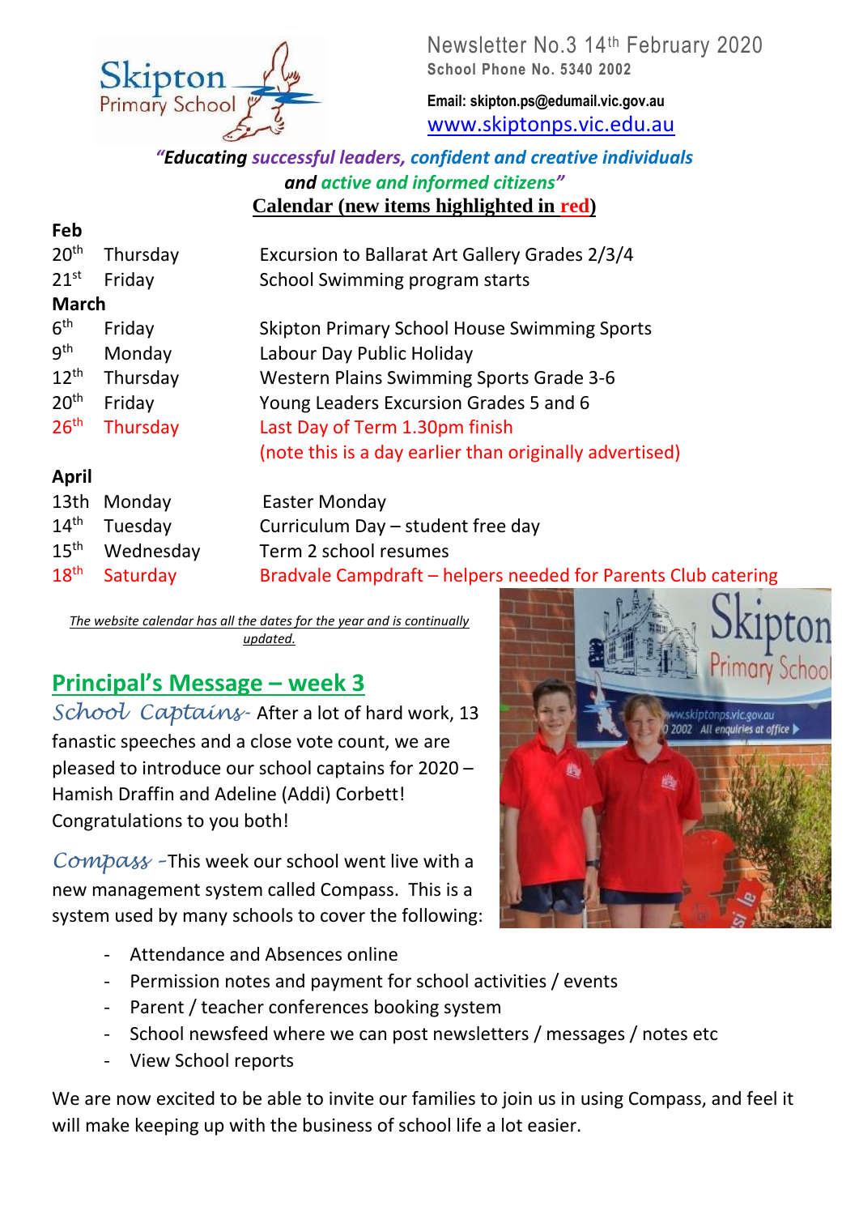Skipton Primary School

Newsletter No.3 14th February 2020
**School Phone No. 5340 2002**

**Email: skipton.ps@edumail.vic.gov.au**
www.skiptonps.vic.edu.au

***"Educating successful leaders, confident and creative individuals and active and informed citizens"***

**Calendar (new items highlighted in red)**

**Feb**

| | | |
|---|---|---|
| 20th | Thursday | Excursion to Ballarat Art Gallery Grades 2/3/4 |
| 21st | Friday | School Swimming program starts |

**March**

| | | |
|---|---|---|
| 6th | Friday | Skipton Primary School House Swimming Sports |
| 9th | Monday | Labour Day Public Holiday |
| 12th | Thursday | Western Plains Swimming Sports Grade 3-6 |
| 20th | Friday | Young Leaders Excursion Grades 5 and 6 |
| 26th | Thursday | Last Day of Term 1.30pm finish (note this is a day earlier than originally advertised) |

**April**

| | | |
|---|---|---|
| 13th | Monday | Easter Monday |
| 14th | Tuesday | Curriculum Day – student free day |
| 15th | Wednesday | Term 2 school resumes |
| 18th | Saturday | Bradvale Campdraft – helpers needed for Parents Club catering |

*The website calendar has all the dates for the year and is continually updated.*

## Principal's Message – week 3

*School Captains-* After a lot of hard work, 13 fanastic speeches and a close vote count, we are pleased to introduce our school captains for 2020 – Hamish Draffin and Adeline (Addi) Corbett! Congratulations to you both!

*Compass -*This week our school went live with a new management system called Compass. This is a system used by many schools to cover the following:

- Attendance and Absences online
- Permission notes and payment for school activities / events
- Parent / teacher conferences booking system
- School newsfeed where we can post newsletters / messages / notes etc
- View School reports

We are now excited to be able to invite our families to join us in using Compass, and feel it will make keeping up with the business of school life a lot easier.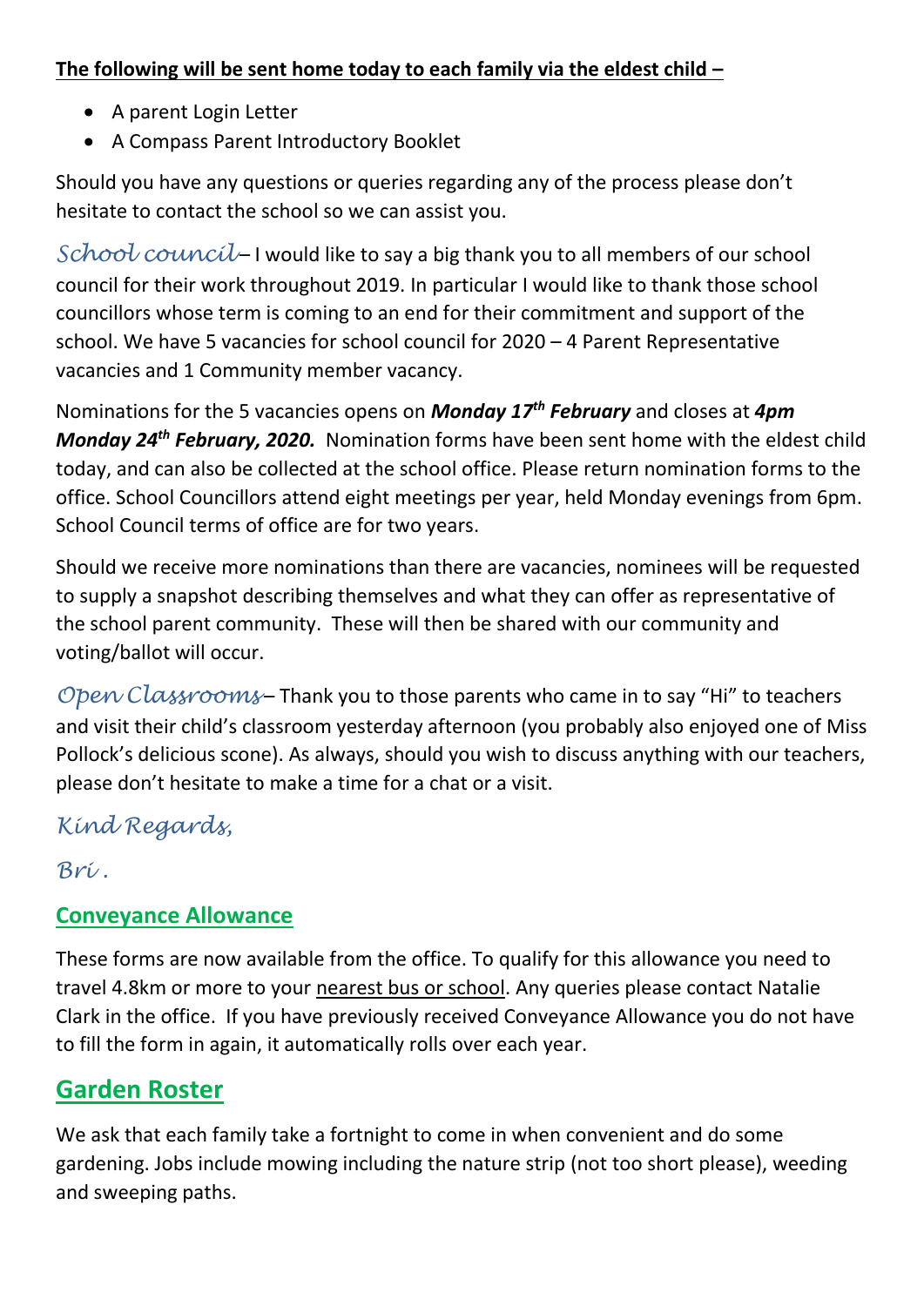**The following will be sent home today to each family via the eldest child –**

- A parent Login Letter
- A Compass Parent Introductory Booklet

Should you have any questions or queries regarding any of the process please don't hesitate to contact the school so we can assist you.

*School council*– I would like to say a big thank you to all members of our school council for their work throughout 2019. In particular I would like to thank those school councillors whose term is coming to an end for their commitment and support of the school. We have 5 vacancies for school council for 2020 – 4 Parent Representative vacancies and 1 Community member vacancy.

Nominations for the 5 vacancies opens on ***Monday 17th February*** and closes at ***4pm Monday 24th February, 2020.*** Nomination forms have been sent home with the eldest child today, and can also be collected at the school office. Please return nomination forms to the office. School Councillors attend eight meetings per year, held Monday evenings from 6pm. School Council terms of office are for two years.

Should we receive more nominations than there are vacancies, nominees will be requested to supply a snapshot describing themselves and what they can offer as representative of the school parent community. These will then be shared with our community and voting/ballot will occur.

*Open Classrooms*– Thank you to those parents who came in to say "Hi" to teachers and visit their child's classroom yesterday afternoon (you probably also enjoyed one of Miss Pollock's delicious scone). As always, should you wish to discuss anything with our teachers, please don't hesitate to make a time for a chat or a visit.

*Kind Regards,*

*Bri .*

### Conveyance Allowance

These forms are now available from the office. To qualify for this allowance you need to travel 4.8km or more to your nearest bus or school. Any queries please contact Natalie Clark in the office. If you have previously received Conveyance Allowance you do not have to fill the form in again, it automatically rolls over each year.

## Garden Roster

We ask that each family take a fortnight to come in when convenient and do some gardening. Jobs include mowing including the nature strip (not too short please), weeding and sweeping paths.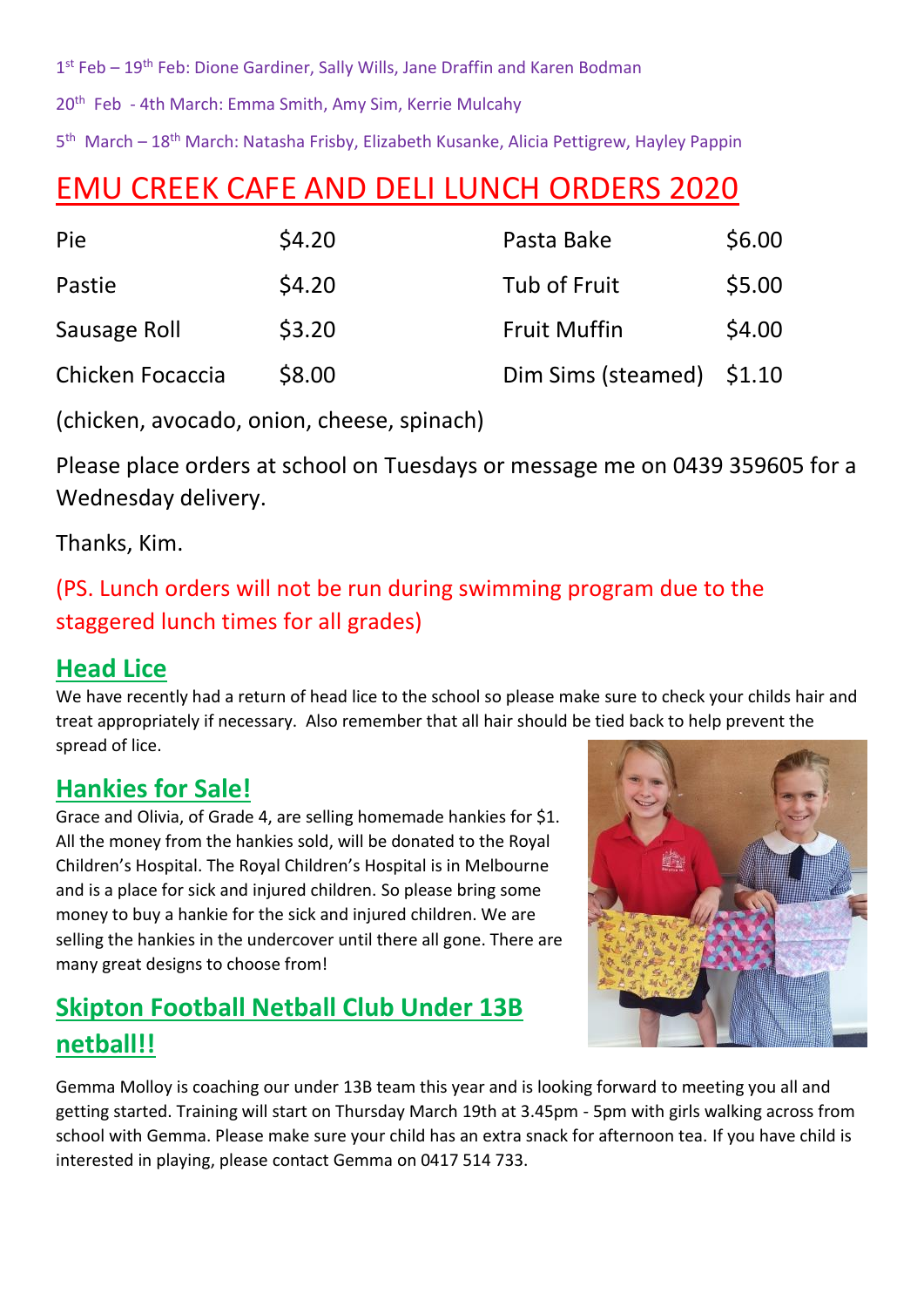1st Feb – 19th Feb: Dione Gardiner, Sally Wills, Jane Draffin and Karen Bodman

20th Feb - 4th March: Emma Smith, Amy Sim, Kerrie Mulcahy

5th March – 18th March: Natasha Frisby, Elizabeth Kusanke, Alicia Pettigrew, Hayley Pappin

# EMU CREEK CAFE AND DELI LUNCH ORDERS 2020

| | | | |
|---|---|---|---|
| Pie | $4.20 | Pasta Bake | $6.00 |
| Pastie | $4.20 | Tub of Fruit | $5.00 |
| Sausage Roll | $3.20 | Fruit Muffin | $4.00 |
| Chicken Focaccia | $8.00 | Dim Sims (steamed) | $1.10 |

(chicken, avocado, onion, cheese, spinach)

Please place orders at school on Tuesdays or message me on 0439 359605 for a Wednesday delivery.

Thanks, Kim.

(PS. Lunch orders will not be run during swimming program due to the staggered lunch times for all grades)

## Head Lice

We have recently had a return of head lice to the school so please make sure to check your childs hair and treat appropriately if necessary. Also remember that all hair should be tied back to help prevent the spread of lice.

## Hankies for Sale!

Grace and Olivia, of Grade 4, are selling homemade hankies for $1. All the money from the hankies sold, will be donated to the Royal Children's Hospital. The Royal Children's Hospital is in Melbourne and is a place for sick and injured children. So please bring some money to buy a hankie for the sick and injured children. We are selling the hankies in the undercover until there all gone. There are many great designs to choose from!

## Skipton Football Netball Club Under 13B netball!!

Gemma Molloy is coaching our under 13B team this year and is looking forward to meeting you all and getting started. Training will start on Thursday March 19th at 3.45pm - 5pm with girls walking across from school with Gemma. Please make sure your child has an extra snack for afternoon tea. If you have child is interested in playing, please contact Gemma on 0417 514 733.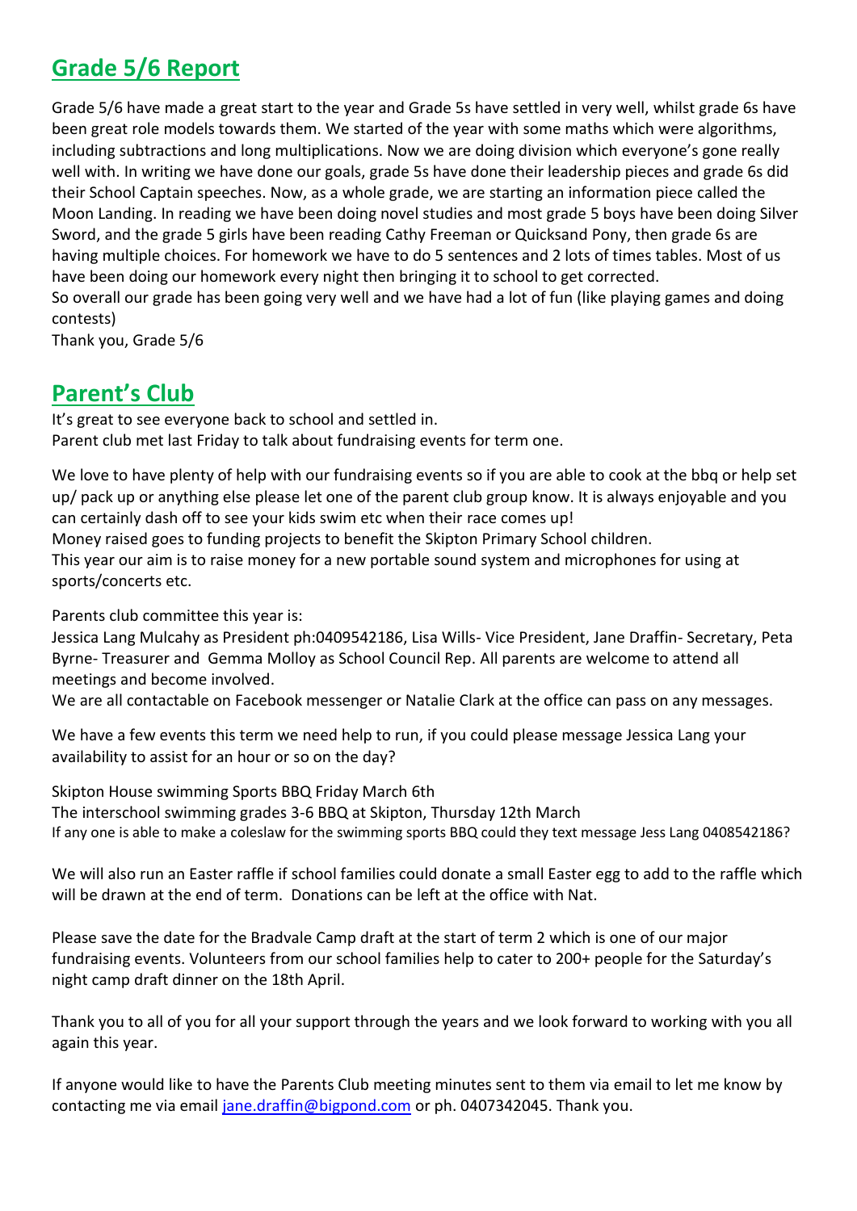## Grade 5/6 Report

Grade 5/6 have made a great start to the year and Grade 5s have settled in very well, whilst grade 6s have been great role models towards them. We started of the year with some maths which were algorithms, including subtractions and long multiplications. Now we are doing division which everyone's gone really well with. In writing we have done our goals, grade 5s have done their leadership pieces and grade 6s did their School Captain speeches. Now, as a whole grade, we are starting an information piece called the Moon Landing. In reading we have been doing novel studies and most grade 5 boys have been doing Silver Sword, and the grade 5 girls have been reading Cathy Freeman or Quicksand Pony, then grade 6s are having multiple choices. For homework we have to do 5 sentences and 2 lots of times tables. Most of us have been doing our homework every night then bringing it to school to get corrected.
So overall our grade has been going very well and we have had a lot of fun (like playing games and doing contests)
Thank you, Grade 5/6

## Parent's Club

It's great to see everyone back to school and settled in.
Parent club met last Friday to talk about fundraising events for term one.

We love to have plenty of help with our fundraising events so if you are able to cook at the bbq or help set up/ pack up or anything else please let one of the parent club group know. It is always enjoyable and you can certainly dash off to see your kids swim etc when their race comes up!
Money raised goes to funding projects to benefit the Skipton Primary School children.
This year our aim is to raise money for a new portable sound system and microphones for using at sports/concerts etc.

Parents club committee this year is:
Jessica Lang Mulcahy as President ph:0409542186, Lisa Wills- Vice President, Jane Draffin- Secretary, Peta Byrne- Treasurer and Gemma Molloy as School Council Rep. All parents are welcome to attend all meetings and become involved.
We are all contactable on Facebook messenger or Natalie Clark at the office can pass on any messages.

We have a few events this term we need help to run, if you could please message Jessica Lang your availability to assist for an hour or so on the day?

Skipton House swimming Sports BBQ Friday March 6th
The interschool swimming grades 3-6 BBQ at Skipton, Thursday 12th March
If any one is able to make a coleslaw for the swimming sports BBQ could they text message Jess Lang 0408542186?

We will also run an Easter raffle if school families could donate a small Easter egg to add to the raffle which will be drawn at the end of term. Donations can be left at the office with Nat.

Please save the date for the Bradvale Camp draft at the start of term 2 which is one of our major fundraising events. Volunteers from our school families help to cater to 200+ people for the Saturday's night camp draft dinner on the 18th April.

Thank you to all of you for all your support through the years and we look forward to working with you all again this year.

If anyone would like to have the Parents Club meeting minutes sent to them via email to let me know by contacting me via email jane.draffin@bigpond.com or ph. 0407342045. Thank you.